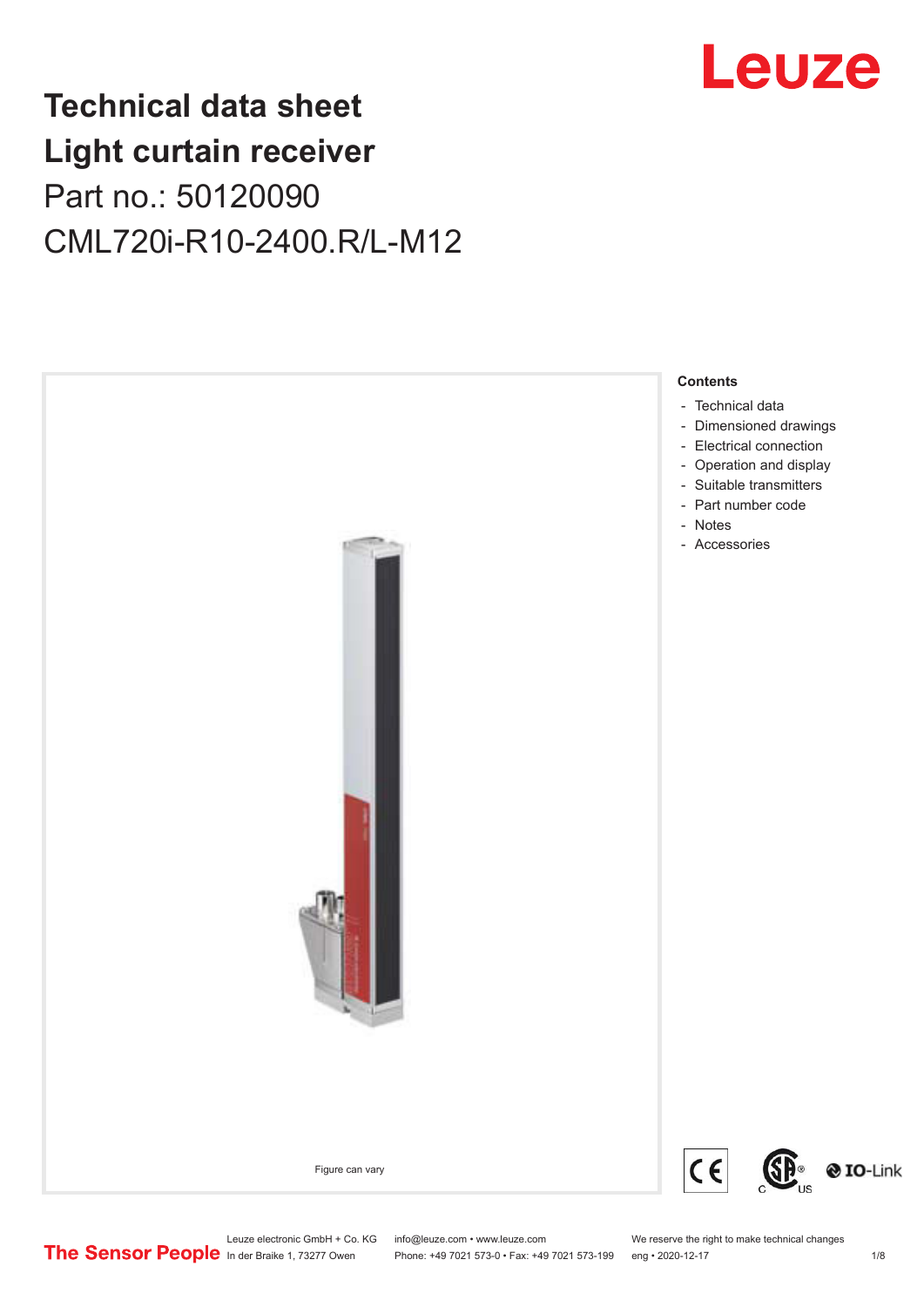# Technical data sheet
# Light curtain receiver

Part no.: 50120090

CML720i-R10-2400.R/L-M12

Figure can vary

**Contents**

- Technical data
- Dimensioned drawings
- Electrical connection
- Operation and display
- Suitable transmitters
- Part number code
- Notes
- Accessories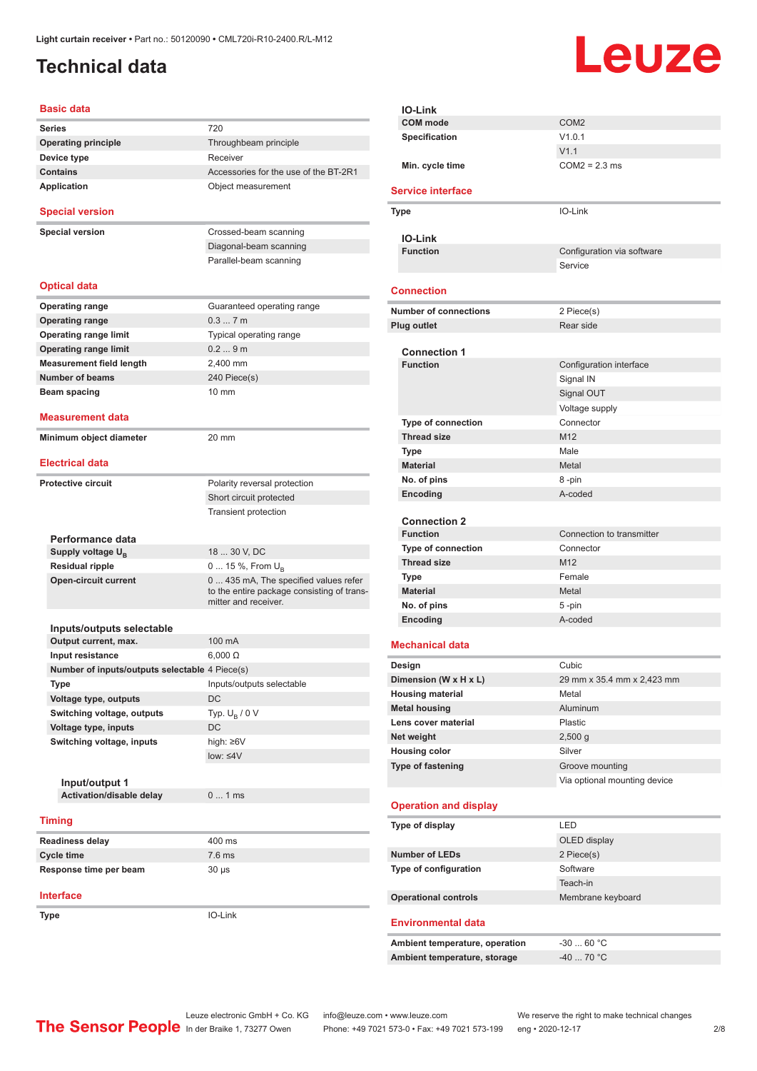# Technical data

## Basic data

| | |
|---|---|
| **Series** | 720 |
| **Operating principle** | Throughbeam principle |
| **Device type** | Receiver |
| **Contains** | Accessories for the use of the BT-2R1 |
| **Application** | Object measurement |

## Special version

| | |
|---|---|
| **Special version** | Crossed-beam scanning |
| | Diagonal-beam scanning |
| | Parallel-beam scanning |

## Optical data

| | |
|---|---|
| **Operating range** | Guaranteed operating range |
| **Operating range** | 0.3 ... 7 m |
| **Operating range limit** | Typical operating range |
| **Operating range limit** | 0.2 ... 9 m |
| **Measurement field length** | 2,400 mm |
| **Number of beams** | 240 Piece(s) |
| **Beam spacing** | 10 mm |

## Measurement data

| | |
|---|---|
| **Minimum object diameter** | 20 mm |

## Electrical data

| | |
|---|---|
| **Protective circuit** | Polarity reversal protection |
| | Short circuit protected |
| | Transient protection |

### Performance data

| | |
|---|---|
| **Supply voltage $U_B$** | 18 ... 30 V, DC |
| **Residual ripple** | 0 ... 15 %, From $U_B$ |
| **Open-circuit current** | 0 ... 435 mA, The specified values refer to the entire package consisting of transmitter and receiver. |

### Inputs/outputs selectable

| | |
|---|---|
| **Output current, max.** | 100 mA |
| **Input resistance** | 6,000 Ω |
| **Number of inputs/outputs selectable** | 4 Piece(s) |
| **Type** | Inputs/outputs selectable |
| **Voltage type, outputs** | DC |
| **Switching voltage, outputs** | Typ. $U_B$ / 0 V |
| **Voltage type, inputs** | DC |
| **Switching voltage, inputs** | high: ≥6V |
| | low: ≤4V |

#### Input/output 1

| | |
|---|---|
| **Activation/disable delay** | 0 ... 1 ms |

## Timing

| | |
|---|---|
| **Readiness delay** | 400 ms |
| **Cycle time** | 7.6 ms |
| **Response time per beam** | 30 µs |

## Interface

| | |
|---|---|
| **Type** | IO-Link |

### IO-Link

| | |
|---|---|
| **COM mode** | COM2 |
| **Specification** | V1.0.1 |
| | V1.1 |
| **Min. cycle time** | COM2 = 2.3 ms |

## Service interface

| | |
|---|---|
| **Type** | IO-Link |

### IO-Link

| | |
|---|---|
| **Function** | Configuration via software |
| | Service |

## Connection

| | |
|---|---|
| **Number of connections** | 2 Piece(s) |
| **Plug outlet** | Rear side |

### Connection 1

| | |
|---|---|
| **Function** | Configuration interface |
| | Signal IN |
| | Signal OUT |
| | Voltage supply |
| **Type of connection** | Connector |
| **Thread size** | M12 |
| **Type** | Male |
| **Material** | Metal |
| **No. of pins** | 8 -pin |
| **Encoding** | A-coded |

### Connection 2

| | |
|---|---|
| **Function** | Connection to transmitter |
| **Type of connection** | Connector |
| **Thread size** | M12 |
| **Type** | Female |
| **Material** | Metal |
| **No. of pins** | 5 -pin |
| **Encoding** | A-coded |

## Mechanical data

| | |
|---|---|
| **Design** | Cubic |
| **Dimension (W x H x L)** | 29 mm x 35.4 mm x 2,423 mm |
| **Housing material** | Metal |
| **Metal housing** | Aluminum |
| **Lens cover material** | Plastic |
| **Net weight** | 2,500 g |
| **Housing color** | Silver |
| **Type of fastening** | Groove mounting |
| | Via optional mounting device |

## Operation and display

| | |
|---|---|
| **Type of display** | LED |
| | OLED display |
| **Number of LEDs** | 2 Piece(s) |
| **Type of configuration** | Software |
| | Teach-in |
| **Operational controls** | Membrane keyboard |

## Environmental data

| | |
|---|---|
| **Ambient temperature, operation** | -30 ... 60 °C |
| **Ambient temperature, storage** | -40 ... 70 °C |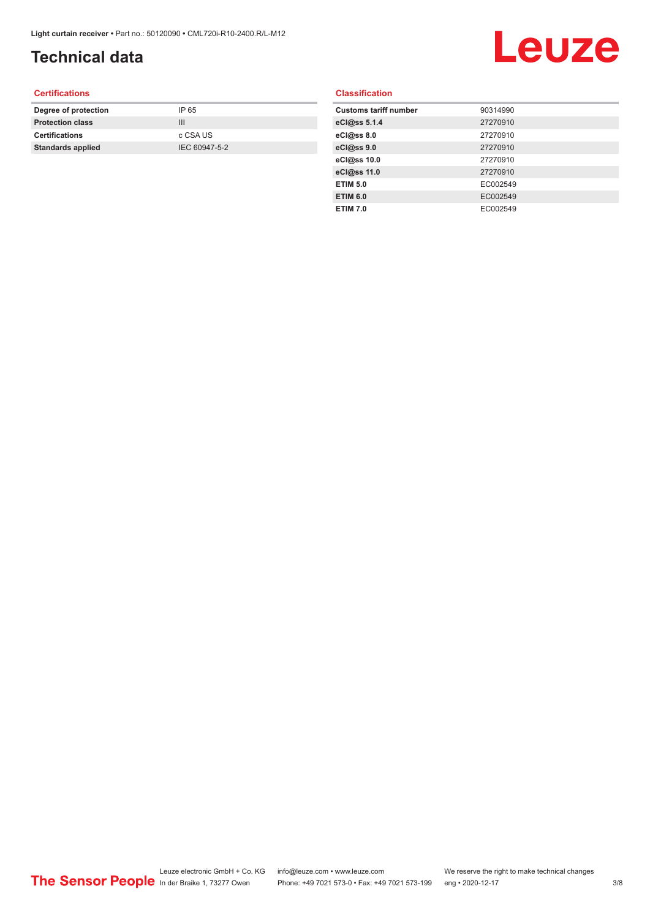# Technical data

## Certifications

| | |
|---|---|
| **Degree of protection** | IP 65 |
| **Protection class** | III |
| **Certifications** | c CSA US |
| **Standards applied** | IEC 60947-5-2 |

## Classification

| | |
|---|---|
| **Customs tariff number** | 90314990 |
| **eCl@ss 5.1.4** | 27270910 |
| **eCl@ss 8.0** | 27270910 |
| **eCl@ss 9.0** | 27270910 |
| **eCl@ss 10.0** | 27270910 |
| **eCl@ss 11.0** | 27270910 |
| **ETIM 5.0** | EC002549 |
| **ETIM 6.0** | EC002549 |
| **ETIM 7.0** | EC002549 |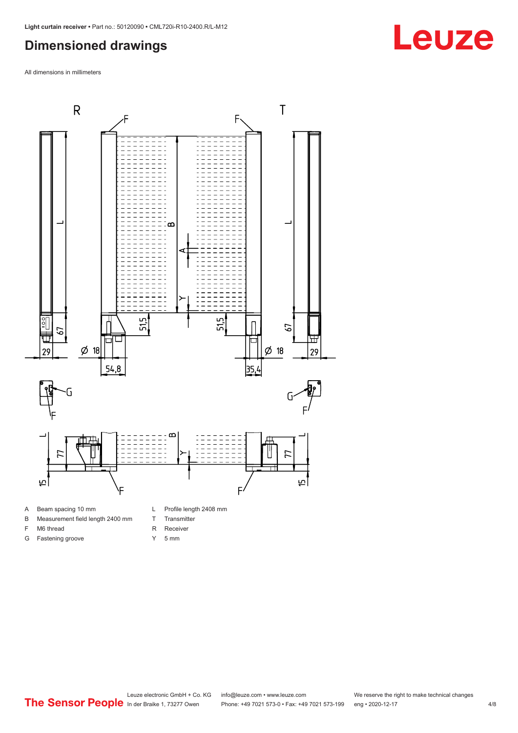## Dimensioned drawings

All dimensions in millimeters

- A Beam spacing 10 mm
- B Measurement field length 2400 mm
- F M6 thread
- G Fastening groove
- L Profile length 2408 mm
- T Transmitter
- R Receiver
- Y 5 mm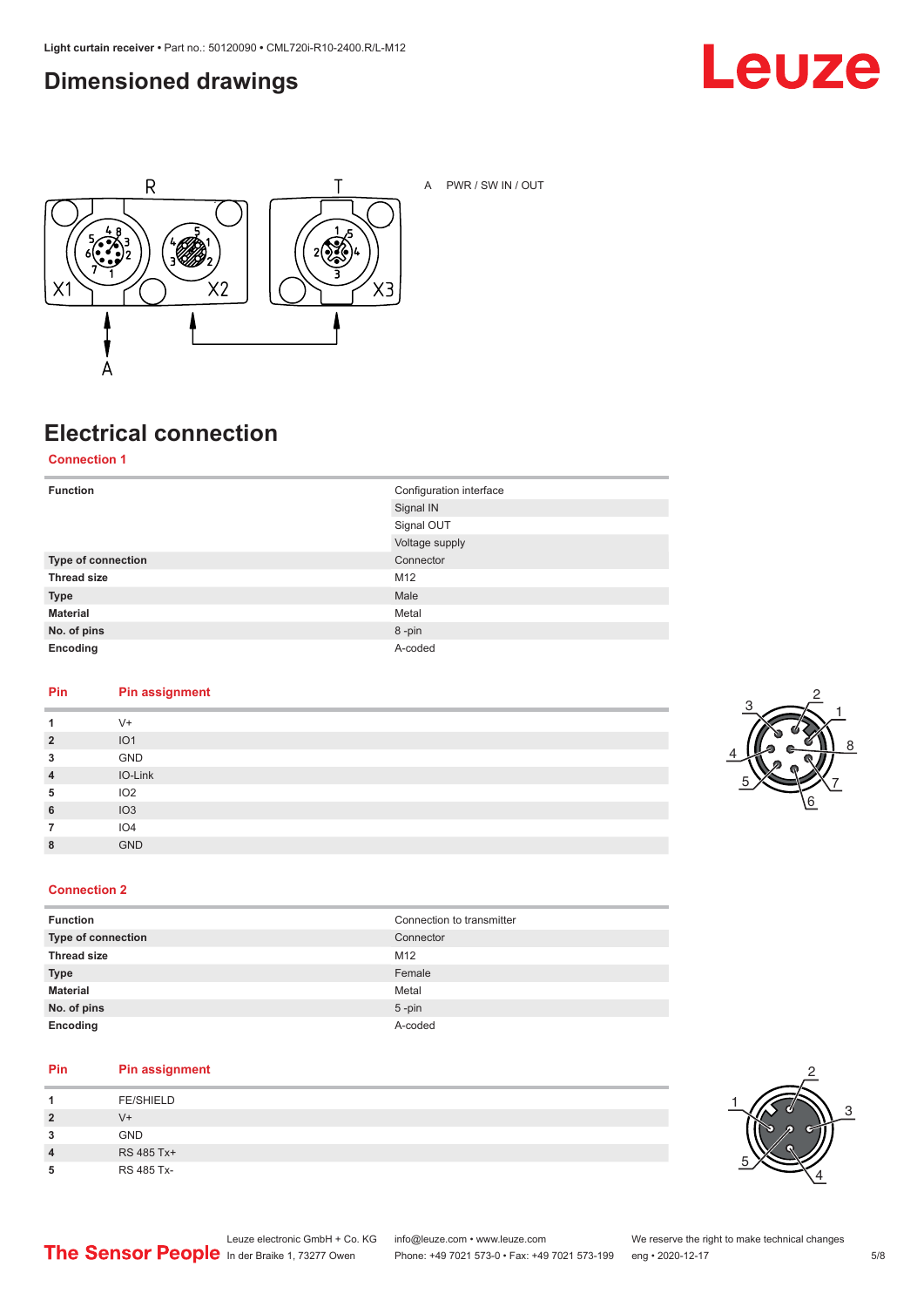## Dimensioned drawings

A PWR / SW IN / OUT

## Electrical connection

### Connection 1

| Function | Configuration interface |
|---|---|
| | Signal IN |
| | Signal OUT |
| | Voltage supply |
| Type of connection | Connector |
| Thread size | M12 |
| Type | Male |
| Material | Metal |
| No. of pins | 8 -pin |
| Encoding | A-coded |

| Pin | Pin assignment |
|---|---|
| 1 | V+ |
| 2 | IO1 |
| 3 | GND |
| 4 | IO-Link |
| 5 | IO2 |
| 6 | IO3 |
| 7 | IO4 |
| 8 | GND |

### Connection 2

| Function | Connection to transmitter |
|---|---|
| Type of connection | Connector |
| Thread size | M12 |
| Type | Female |
| Material | Metal |
| No. of pins | 5 -pin |
| Encoding | A-coded |

| Pin | Pin assignment |
|---|---|
| 1 | FE/SHIELD |
| 2 | V+ |
| 3 | GND |
| 4 | RS 485 Tx+ |
| 5 | RS 485 Tx- |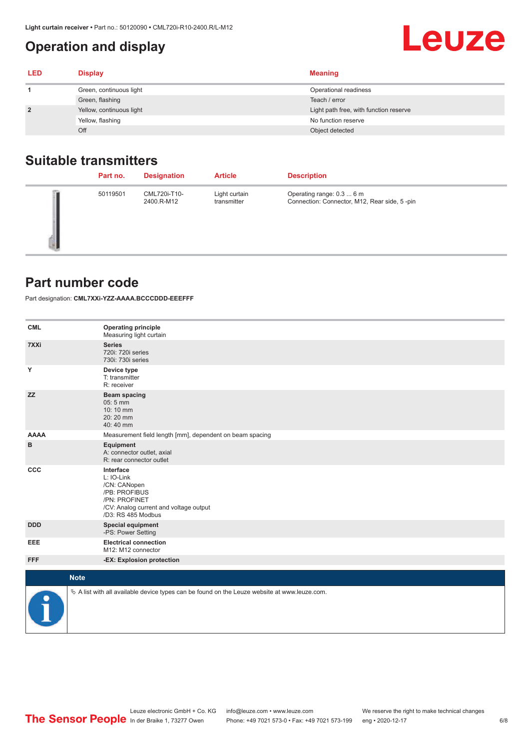## Operation and display

| LED | Display | Meaning |
|---|---|---|
| 1 | Green, continuous light | Operational readiness |
| | Green, flashing | Teach / error |
| 2 | Yellow, continuous light | Light path free, with function reserve |
| | Yellow, flashing | No function reserve |
| | Off | Object detected |

## Suitable transmitters

| Part no. | Designation | Article | Description |
|---|---|---|---|
| 50119501 | CML720i-T10-2400.R-M12 | Light curtain transmitter | Operating range: 0.3 ... 6 m<br>Connection: Connector, M12, Rear side, 5 -pin |

## Part number code

Part designation: **CML7XXi-YZZ-AAAA.BCCCDDD-EEEFFF**

| | |
|---|---|
| **CML** | **Operating principle**<br>Measuring light curtain |
| **7XXi** | **Series**<br>720i: 720i series<br>730i: 730i series |
| **Y** | **Device type**<br>T: transmitter<br>R: receiver |
| **ZZ** | **Beam spacing**<br>05: 5 mm<br>10: 10 mm<br>20: 20 mm<br>40: 40 mm |
| **AAAA** | Measurement field length [mm], dependent on beam spacing |
| **B** | **Equipment**<br>A: connector outlet, axial<br>R: rear connector outlet |
| **CCC** | **Interface**<br>L: IO-Link<br>/CN: CANopen<br>/PB: PROFIBUS<br>/PN: PROFINET<br>/CV: Analog current and voltage output<br>/D3: RS 485 Modbus |
| **DDD** | **Special equipment**<br>-PS: Power Setting |
| **EEE** | **Electrical connection**<br>M12: M12 connector |
| **FFF** | **-EX: Explosion protection** |

**Note**

↳ A list with all available device types can be found on the Leuze website at www.leuze.com.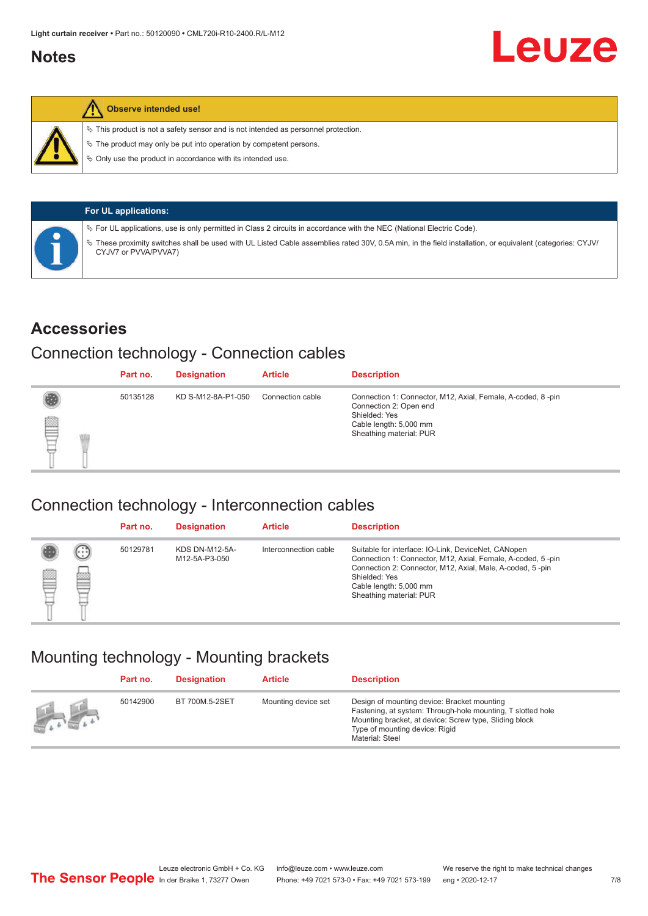## Notes

**Observe intended use!**

- This product is not a safety sensor and is not intended as personnel protection.
- The product may only be put into operation by competent persons.
- Only use the product in accordance with its intended use.

**For UL applications:**

- For UL applications, use is only permitted in Class 2 circuits in accordance with the NEC (National Electric Code).
- These proximity switches shall be used with UL Listed Cable assemblies rated 30V, 0.5A min, in the field installation, or equivalent (categories: CYJV/ CYJV7 or PVVA/PVVA7)

# Accessories

## Connection technology - Connection cables

| Part no. | Designation | Article | Description |
|---|---|---|---|
| 50135128 | KD S-M12-8A-P1-050 | Connection cable | Connection 1: Connector, M12, Axial, Female, A-coded, 8 -pin<br>Connection 2: Open end<br>Shielded: Yes<br>Cable length: 5,000 mm<br>Sheathing material: PUR |

## Connection technology - Interconnection cables

| Part no. | Designation | Article | Description |
|---|---|---|---|
| 50129781 | KDS DN-M12-5A-M12-5A-P3-050 | Interconnection cable | Suitable for interface: IO-Link, DeviceNet, CANopen<br>Connection 1: Connector, M12, Axial, Female, A-coded, 5 -pin<br>Connection 2: Connector, M12, Axial, Male, A-coded, 5 -pin<br>Shielded: Yes<br>Cable length: 5,000 mm<br>Sheathing material: PUR |

## Mounting technology - Mounting brackets

| Part no. | Designation | Article | Description |
|---|---|---|---|
| 50142900 | BT 700M.5-2SET | Mounting device set | Design of mounting device: Bracket mounting<br>Fastening, at system: Through-hole mounting, T slotted hole<br>Mounting bracket, at device: Screw type, Sliding block<br>Type of mounting device: Rigid<br>Material: Steel |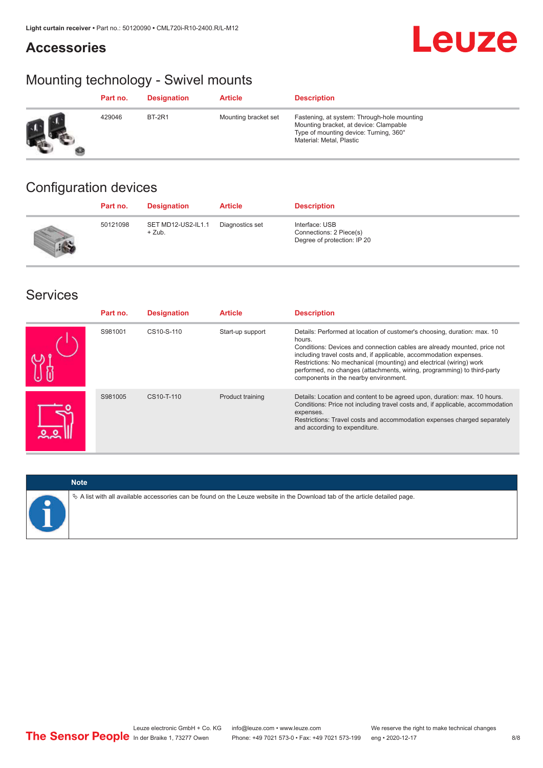## Accessories

### Mounting technology - Swivel mounts

| | Part no. | Designation | Article | Description |
|---|---|---|---|---|
| | 429046 | BT-2R1 | Mounting bracket set | Fastening, at system: Through-hole mounting<br>Mounting bracket, at device: Clampable<br>Type of mounting device: Turning, 360°<br>Material: Metal, Plastic |

### Configuration devices

| | Part no. | Designation | Article | Description |
|---|---|---|---|---|
| | 50121098 | SET MD12-US2-IL1.1 + Zub. | Diagnostics set | Interface: USB<br>Connections: 2 Piece(s)<br>Degree of protection: IP 20 |

### Services

| | Part no. | Designation | Article | Description |
|---|---|---|---|---|
| | S981001 | CS10-S-110 | Start-up support | Details: Performed at location of customer's choosing, duration: max. 10 hours.<br>Conditions: Devices and connection cables are already mounted, price not including travel costs and, if applicable, accommodation expenses.<br>Restrictions: No mechanical (mounting) and electrical (wiring) work performed, no changes (attachments, wiring, programming) to third-party components in the nearby environment. |
| | S981005 | CS10-T-110 | Product training | Details: Location and content to be agreed upon, duration: max. 10 hours.<br>Conditions: Price not including travel costs and, if applicable, accommodation expenses.<br>Restrictions: Travel costs and accommodation expenses charged separately and according to expenditure. |

**Note**

A list with all available accessories can be found on the Leuze website in the Download tab of the article detailed page.